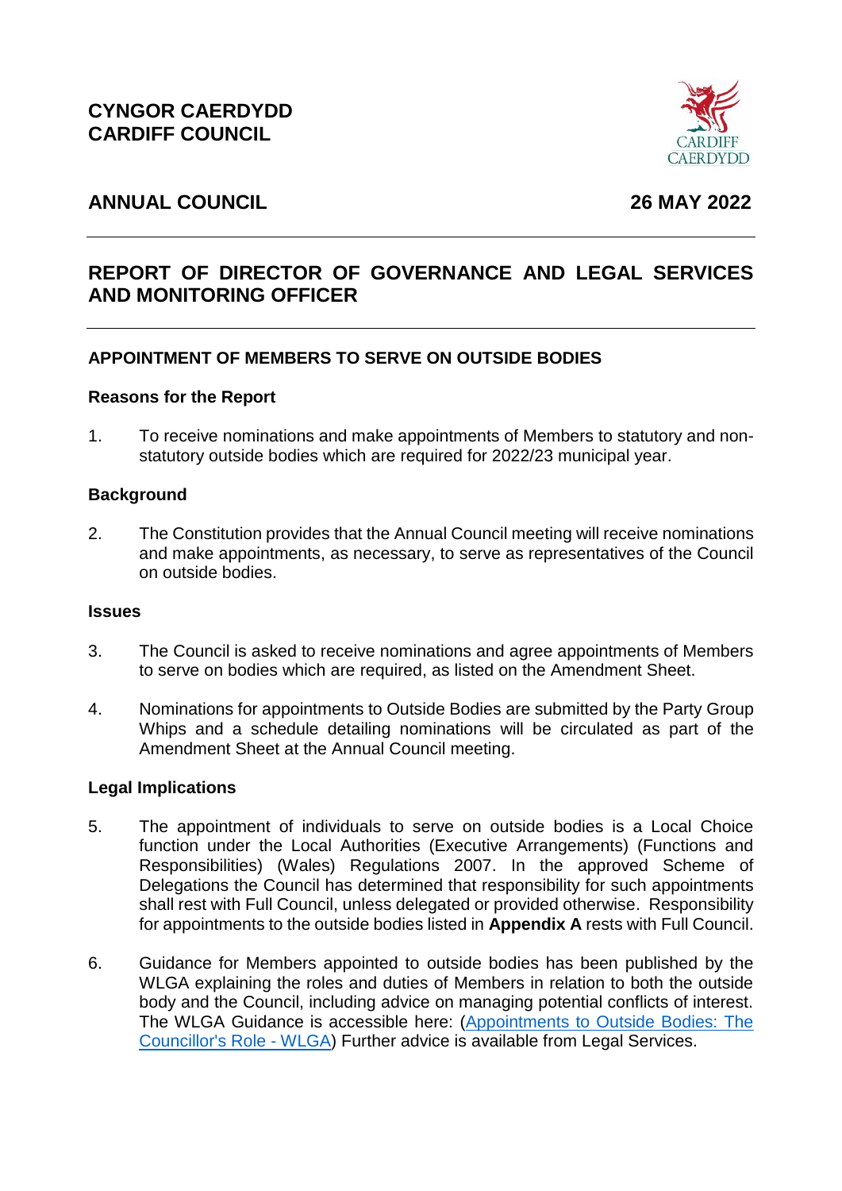**CYNGOR CAERDYDD**
**CARDIFF COUNCIL**

**ANNUAL COUNCIL** **26 MAY 2022**

---

## REPORT OF DIRECTOR OF GOVERNANCE AND LEGAL SERVICES AND MONITORING OFFICER

---

### APPOINTMENT OF MEMBERS TO SERVE ON OUTSIDE BODIES

**Reasons for the Report**

1. To receive nominations and make appointments of Members to statutory and non-statutory outside bodies which are required for 2022/23 municipal year.

**Background**

2. The Constitution provides that the Annual Council meeting will receive nominations and make appointments, as necessary, to serve as representatives of the Council on outside bodies.

**Issues**

3. The Council is asked to receive nominations and agree appointments of Members to serve on bodies which are required, as listed on the Amendment Sheet.

4. Nominations for appointments to Outside Bodies are submitted by the Party Group Whips and a schedule detailing nominations will be circulated as part of the Amendment Sheet at the Annual Council meeting.

**Legal Implications**

5. The appointment of individuals to serve on outside bodies is a Local Choice function under the Local Authorities (Executive Arrangements) (Functions and Responsibilities) (Wales) Regulations 2007. In the approved Scheme of Delegations the Council has determined that responsibility for such appointments shall rest with Full Council, unless delegated or provided otherwise. Responsibility for appointments to the outside bodies listed in **Appendix A** rests with Full Council.

6. Guidance for Members appointed to outside bodies has been published by the WLGA explaining the roles and duties of Members in relation to both the outside body and the Council, including advice on managing potential conflicts of interest. The WLGA Guidance is accessible here: (Appointments to Outside Bodies: The Councillor's Role - WLGA) Further advice is available from Legal Services.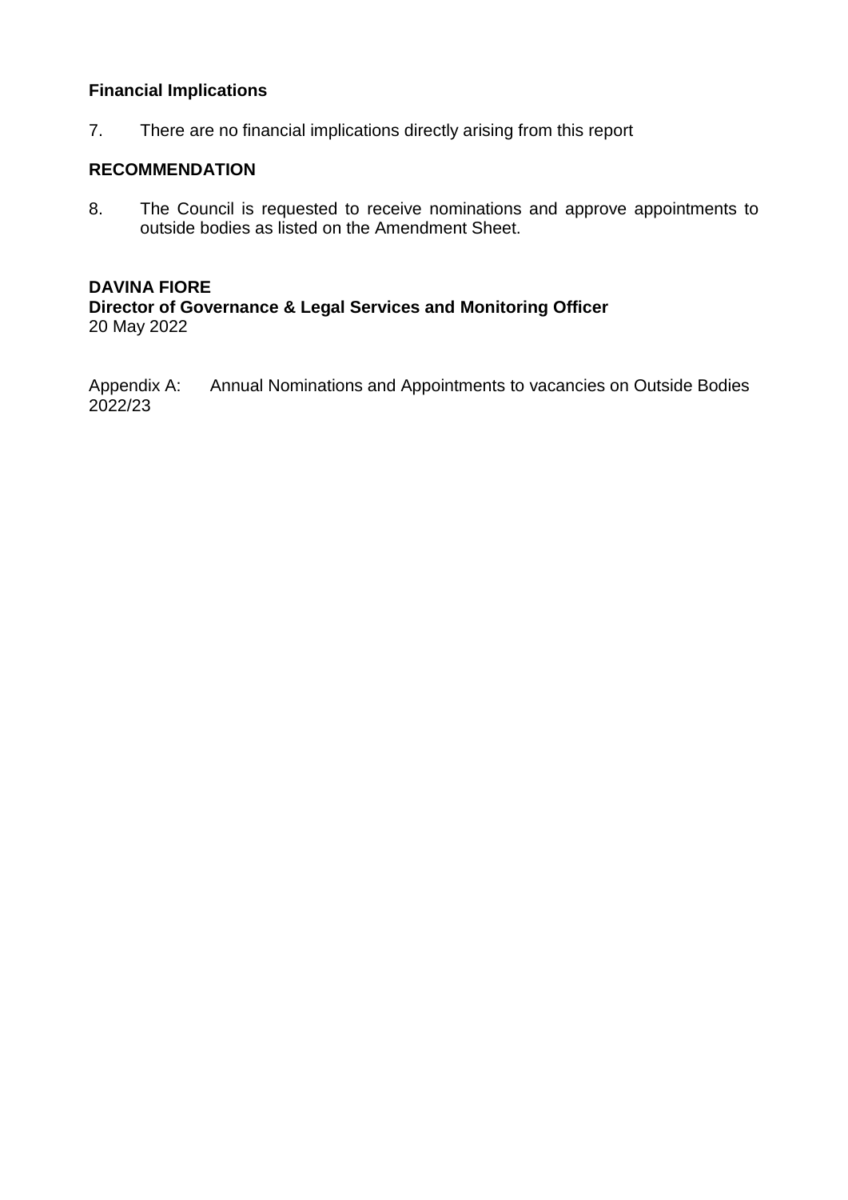**Financial Implications**

7. There are no financial implications directly arising from this report

**RECOMMENDATION**

8. The Council is requested to receive nominations and approve appointments to outside bodies as listed on the Amendment Sheet.

**DAVINA FIORE**
**Director of Governance & Legal Services and Monitoring Officer**
20 May 2022

Appendix A: Annual Nominations and Appointments to vacancies on Outside Bodies 2022/23